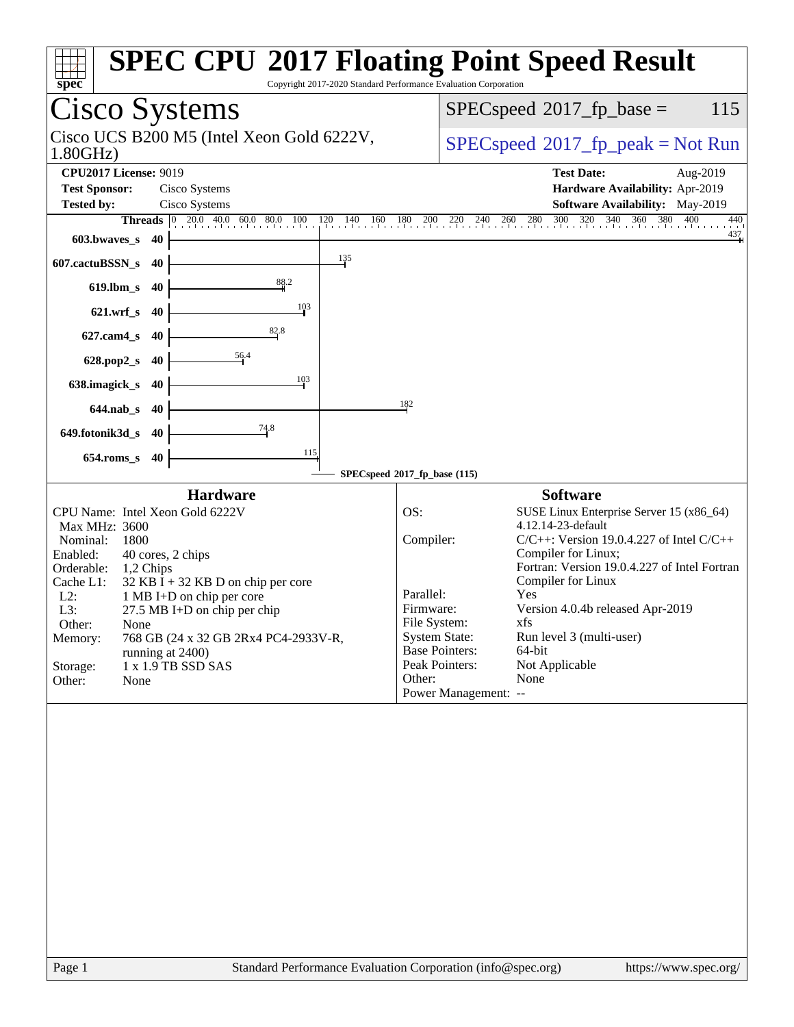# SPEC CPU 2017 Floating Point Speed Result

Copyright 2017-2020 Standard Performance Evaluation Corporation

## Cisco Systems

Cisco UCS B200 M5 (Intel Xeon Gold 6222V, 1.80GHz)

SPECspeed 2017_fp_base = 115

SPECspeed 2017_fp_peak = Not Run

**CPU2017 License:** 9019
**Test Sponsor:** Cisco Systems
**Tested by:** Cisco Systems

**Test Date:** Aug-2019
**Hardware Availability:** Apr-2019
**Software Availability:** May-2019

| Benchmark | Threads | Base |
|---|---|---|
| 603.bwaves_s | 40 | 437 |
| 607.cactuBSSN_s | 40 | 135 |
| 619.lbm_s | 40 | 88.2 |
| 621.wrf_s | 40 | 103 |
| 627.cam4_s | 40 | 82.8 |
| 628.pop2_s | 40 | 56.4 |
| 638.imagick_s | 40 | 103 |
| 644.nab_s | 40 | 182 |
| 649.fotonik3d_s | 40 | 74.8 |
| 654.roms_s | 40 | 115 |

SPECspeed 2017_fp_base (115)

### Hardware

| | |
|---|---|
| CPU Name: | Intel Xeon Gold 6222V |
| Max MHz: | 3600 |
| Nominal: | 1800 |
| Enabled: | 40 cores, 2 chips |
| Orderable: | 1,2 Chips |
| Cache L1: | 32 KB I + 32 KB D on chip per core |
| L2: | 1 MB I+D on chip per core |
| L3: | 27.5 MB I+D on chip per chip |
| Other: | None |
| Memory: | 768 GB (24 x 32 GB 2Rx4 PC4-2933V-R, running at 2400) |
| Storage: | 1 x 1.9 TB SSD SAS |
| Other: | None |

### Software

| | |
|---|---|
| OS: | SUSE Linux Enterprise Server 15 (x86_64) 4.12.14-23-default |
| Compiler: | C/C++: Version 19.0.4.227 of Intel C/C++ Compiler for Linux; Fortran: Version 19.0.4.227 of Intel Fortran Compiler for Linux |
| Parallel: | Yes |
| Firmware: | Version 4.0.4b released Apr-2019 |
| File System: | xfs |
| System State: | Run level 3 (multi-user) |
| Base Pointers: | 64-bit |
| Peak Pointers: | Not Applicable |
| Other: | None |
| Power Management: | -- |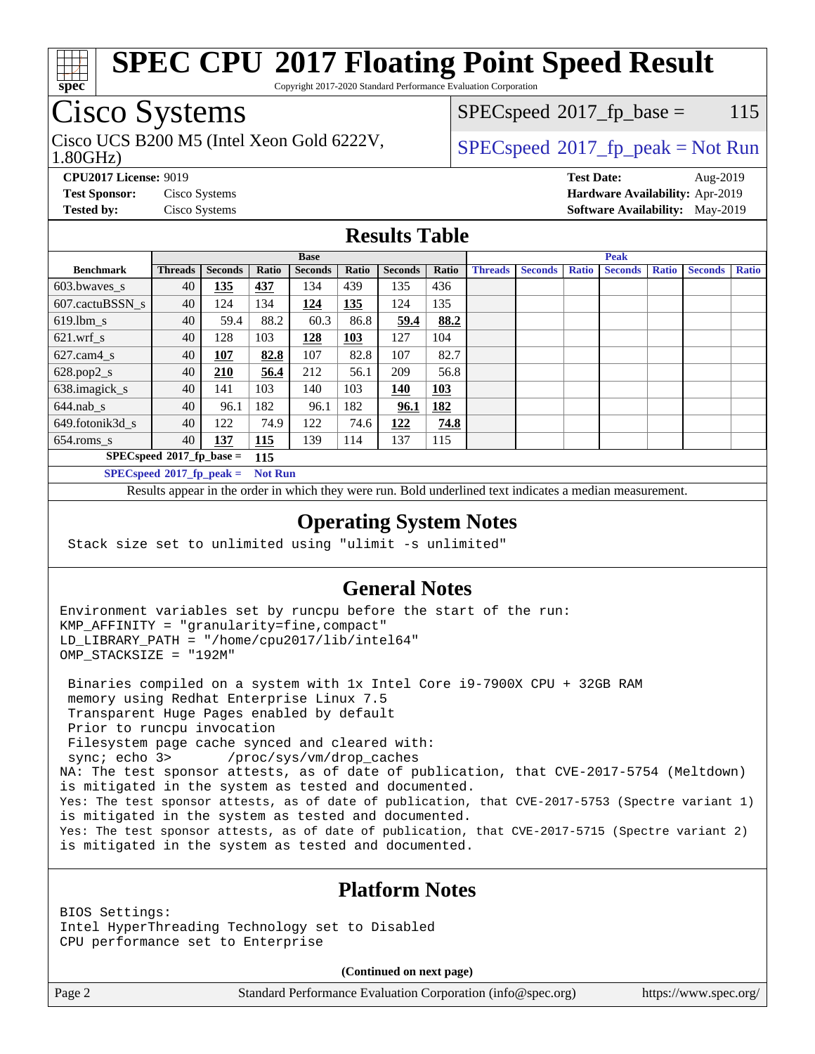# SPEC CPU 2017 Floating Point Speed Result

Copyright 2017-2020 Standard Performance Evaluation Corporation

## Cisco Systems

Cisco UCS B200 M5 (Intel Xeon Gold 6222V, 1.80GHz)

SPECspeed 2017_fp_base = 115

SPECspeed 2017_fp_peak = Not Run

**CPU2017 License:** 9019
**Test Sponsor:** Cisco Systems
**Tested by:** Cisco Systems

**Test Date:** Aug-2019
**Hardware Availability:** Apr-2019
**Software Availability:** May-2019

## Results Table

| Benchmark | Base | | | | | | | Peak | | | | | | |
|---|---|---|---|---|---|---|---|---|---|---|---|---|---|---|
| | Threads | Seconds | Ratio | Seconds | Ratio | Seconds | Ratio | Threads | Seconds | Ratio | Seconds | Ratio | Seconds | Ratio |
| 603.bwaves_s | 40 | **135** | **437** | 134 | 439 | 135 | 436 | | | | | | | |
| 607.cactuBSSN_s | 40 | 124 | 134 | **124** | **135** | 124 | 135 | | | | | | | |
| 619.lbm_s | 40 | 59.4 | 88.2 | 60.3 | 86.8 | **59.4** | **88.2** | | | | | | | |
| 621.wrf_s | 40 | 128 | 103 | **128** | **103** | 127 | 104 | | | | | | | |
| 627.cam4_s | 40 | **107** | **82.8** | 107 | 82.8 | 107 | 82.7 | | | | | | | |
| 628.pop2_s | 40 | **210** | **56.4** | 212 | 56.1 | 209 | 56.8 | | | | | | | |
| 638.imagick_s | 40 | 141 | 103 | 140 | 103 | **140** | **103** | | | | | | | |
| 644.nab_s | 40 | 96.1 | 182 | 96.1 | 182 | **96.1** | **182** | | | | | | | |
| 649.fotonik3d_s | 40 | 122 | 74.9 | 122 | 74.6 | **122** | **74.8** | | | | | | | |
| 654.roms_s | 40 | **137** | **115** | 139 | 114 | 137 | 115 | | | | | | | |

SPECspeed 2017_fp_base = **115**

SPECspeed 2017_fp_peak = **Not Run**

Results appear in the order in which they were run. Bold underlined text indicates a median measurement.

## Operating System Notes

```
Stack size set to unlimited using "ulimit -s unlimited"
```

## General Notes

```
Environment variables set by runcpu before the start of the run:
KMP_AFFINITY = "granularity=fine,compact"
LD_LIBRARY_PATH = "/home/cpu2017/lib/intel64"
OMP_STACKSIZE = "192M"

 Binaries compiled on a system with 1x Intel Core i9-7900X CPU + 32GB RAM
 memory using Redhat Enterprise Linux 7.5
 Transparent Huge Pages enabled by default
 Prior to runcpu invocation
 Filesystem page cache synced and cleared with:
 sync; echo 3>       /proc/sys/vm/drop_caches
NA: The test sponsor attests, as of date of publication, that CVE-2017-5754 (Meltdown)
is mitigated in the system as tested and documented.
Yes: The test sponsor attests, as of date of publication, that CVE-2017-5753 (Spectre variant 1)
is mitigated in the system as tested and documented.
Yes: The test sponsor attests, as of date of publication, that CVE-2017-5715 (Spectre variant 2)
is mitigated in the system as tested and documented.
```

## Platform Notes

```
BIOS Settings:
Intel HyperThreading Technology set to Disabled
CPU performance set to Enterprise
```

**(Continued on next page)**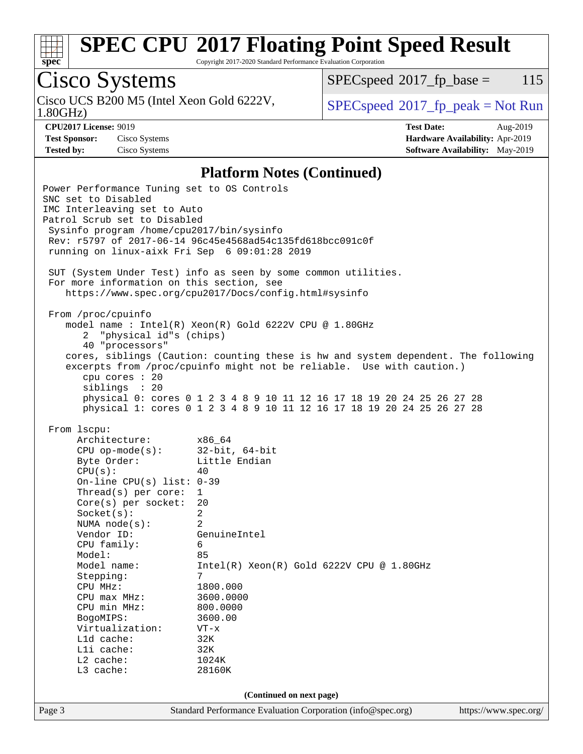# SPEC CPU 2017 Floating Point Speed Result

Copyright 2017-2020 Standard Performance Evaluation Corporation

## Cisco Systems

Cisco UCS B200 M5 (Intel Xeon Gold 6222V, 1.80GHz)

SPECspeed 2017_fp_base = 115

SPECspeed 2017_fp_peak = Not Run

**CPU2017 License:** 9019
**Test Sponsor:** Cisco Systems
**Tested by:** Cisco Systems

**Test Date:** Aug-2019
**Hardware Availability:** Apr-2019
**Software Availability:** May-2019

### Platform Notes (Continued)

```
Power Performance Tuning set to OS Controls
SNC set to Disabled
IMC Interleaving set to Auto
Patrol Scrub set to Disabled
 Sysinfo program /home/cpu2017/bin/sysinfo
 Rev: r5797 of 2017-06-14 96c45e4568ad54c135fd618bcc091c0f
 running on linux-aixk Fri Sep  6 09:01:28 2019

 SUT (System Under Test) info as seen by some common utilities.
 For more information on this section, see
    https://www.spec.org/cpu2017/Docs/config.html#sysinfo

 From /proc/cpuinfo
    model name : Intel(R) Xeon(R) Gold 6222V CPU @ 1.80GHz
       2  "physical id"s (chips)
       40 "processors"
    cores, siblings (Caution: counting these is hw and system dependent. The following
    excerpts from /proc/cpuinfo might not be reliable.  Use with caution.)
       cpu cores : 20
       siblings  : 20
       physical 0: cores 0 1 2 3 4 8 9 10 11 12 16 17 18 19 20 24 25 26 27 28
       physical 1: cores 0 1 2 3 4 8 9 10 11 12 16 17 18 19 20 24 25 26 27 28

 From lscpu:
      Architecture:        x86_64
      CPU op-mode(s):      32-bit, 64-bit
      Byte Order:          Little Endian
      CPU(s):              40
      On-line CPU(s) list: 0-39
      Thread(s) per core:  1
      Core(s) per socket:  20
      Socket(s):           2
      NUMA node(s):        2
      Vendor ID:           GenuineIntel
      CPU family:          6
      Model:               85
      Model name:          Intel(R) Xeon(R) Gold 6222V CPU @ 1.80GHz
      Stepping:            7
      CPU MHz:             1800.000
      CPU max MHz:         3600.0000
      CPU min MHz:         800.0000
      BogoMIPS:            3600.00
      Virtualization:      VT-x
      L1d cache:           32K
      L1i cache:           32K
      L2 cache:            1024K
      L3 cache:            28160K
```

(Continued on next page)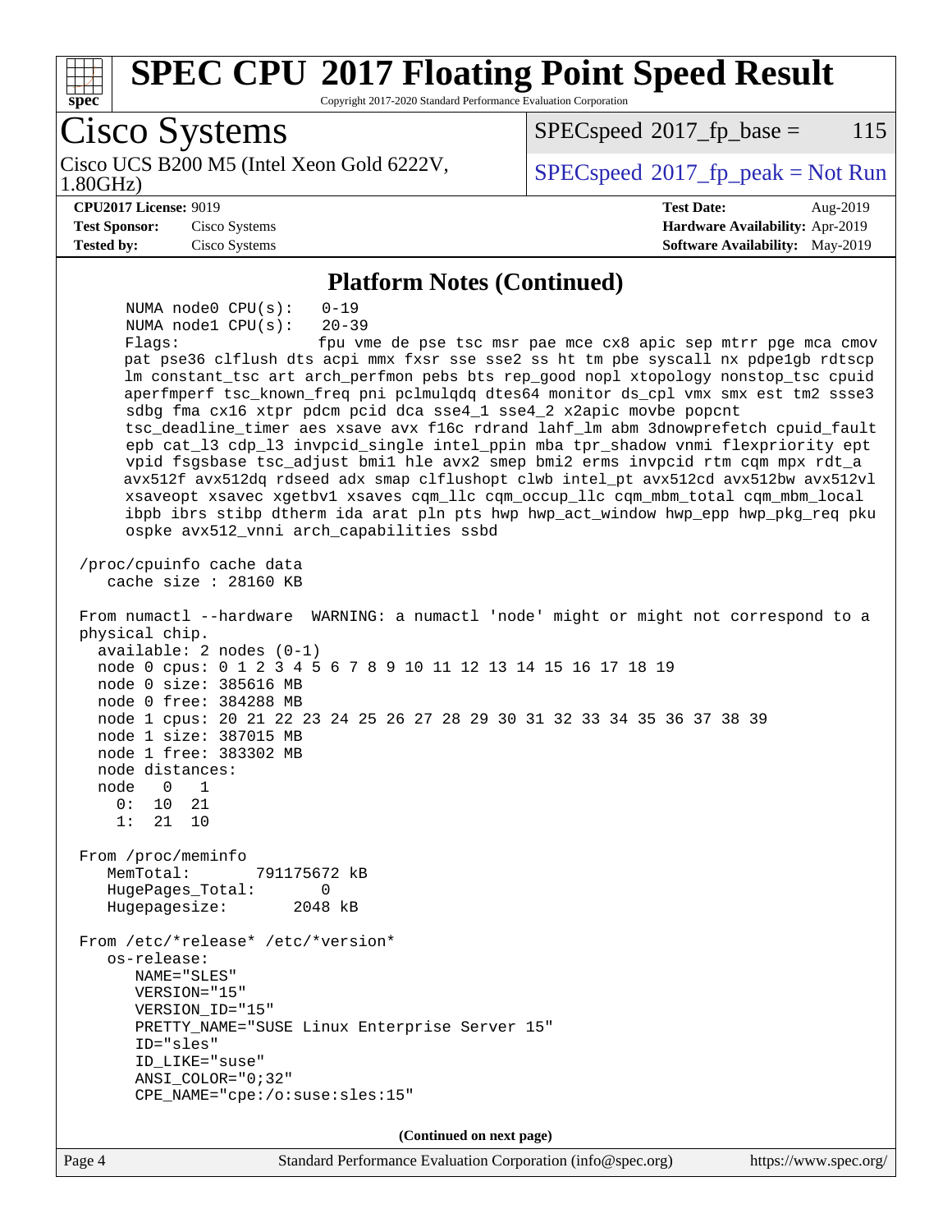# SPEC CPU 2017 Floating Point Speed Result

Copyright 2017-2020 Standard Performance Evaluation Corporation

## Cisco Systems

Cisco UCS B200 M5 (Intel Xeon Gold 6222V, 1.80GHz)

SPECspeed 2017_fp_base = 115

SPECspeed 2017_fp_peak = Not Run

**CPU2017 License:** 9019
**Test Sponsor:** Cisco Systems
**Tested by:** Cisco Systems

**Test Date:** Aug-2019
**Hardware Availability:** Apr-2019
**Software Availability:** May-2019

### Platform Notes (Continued)

```
      NUMA node0 CPU(s):   0-19
      NUMA node1 CPU(s):   20-39
      Flags:               fpu vme de pse tsc msr pae mce cx8 apic sep mtrr pge mca cmov
      pat pse36 clflush dts acpi mmx fxsr sse sse2 ss ht tm pbe syscall nx pdpe1gb rdtscp
      lm constant_tsc art arch_perfmon pebs bts rep_good nopl xtopology nonstop_tsc cpuid
      aperfmperf tsc_known_freq pni pclmulqdq dtes64 monitor ds_cpl vmx smx est tm2 ssse3
      sdbg fma cx16 xtpr pdcm pcid dca sse4_1 sse4_2 x2apic movbe popcnt
      tsc_deadline_timer aes xsave avx f16c rdrand lahf_lm abm 3dnowprefetch cpuid_fault
      epb cat_l3 cdp_l3 invpcid_single intel_ppin mba tpr_shadow vnmi flexpriority ept
      vpid fsgsbase tsc_adjust bmi1 hle avx2 smep bmi2 erms invpcid rtm cqm mpx rdt_a
      avx512f avx512dq rdseed adx smap clflushopt clwb intel_pt avx512cd avx512bw avx512vl
      xsaveopt xsavec xgetbv1 xsaves cqm_llc cqm_occup_llc cqm_mbm_total cqm_mbm_local
      ibpb ibrs stibp dtherm ida arat pln pts hwp hwp_act_window hwp_epp hwp_pkg_req pku
      ospke avx512_vnni arch_capabilities ssbd

 /proc/cpuinfo cache data
    cache size : 28160 KB

 From numactl --hardware  WARNING: a numactl 'node' might or might not correspond to a
 physical chip.
   available: 2 nodes (0-1)
   node 0 cpus: 0 1 2 3 4 5 6 7 8 9 10 11 12 13 14 15 16 17 18 19
   node 0 size: 385616 MB
   node 0 free: 384288 MB
   node 1 cpus: 20 21 22 23 24 25 26 27 28 29 30 31 32 33 34 35 36 37 38 39
   node 1 size: 387015 MB
   node 1 free: 383302 MB
   node distances:
   node   0   1
     0:  10  21
     1:  21  10

 From /proc/meminfo
    MemTotal:       791175672 kB
    HugePages_Total:       0
    Hugepagesize:       2048 kB

 From /etc/*release* /etc/*version*
    os-release:
       NAME="SLES"
       VERSION="15"
       VERSION_ID="15"
       PRETTY_NAME="SUSE Linux Enterprise Server 15"
       ID="sles"
       ID_LIKE="suse"
       ANSI_COLOR="0;32"
       CPE_NAME="cpe:/o:suse:sles:15"
```

**(Continued on next page)**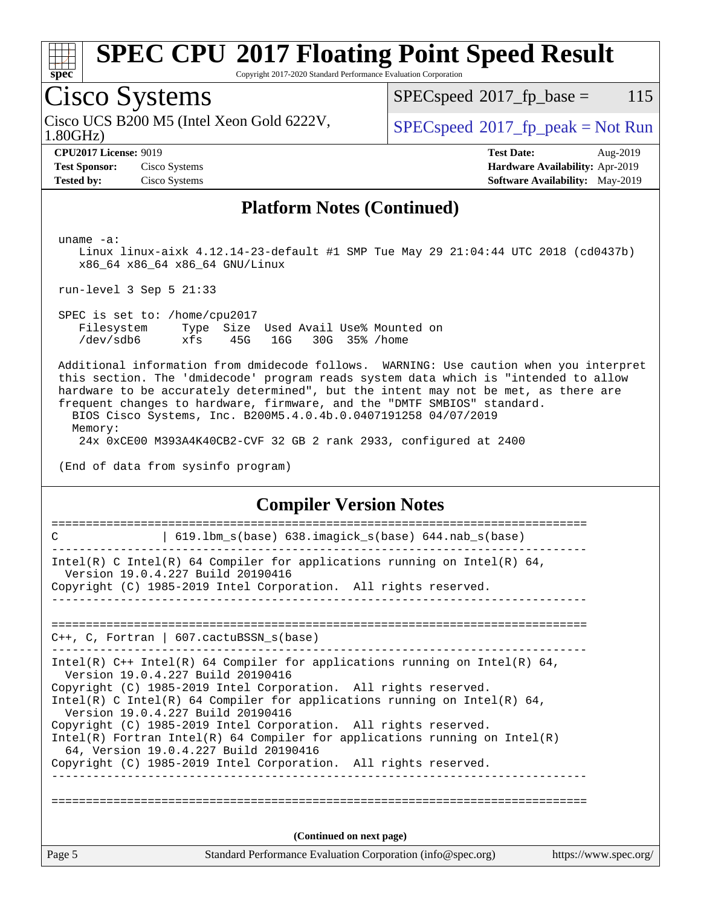# SPEC CPU 2017 Floating Point Speed Result

Copyright 2017-2020 Standard Performance Evaluation Corporation

## Cisco Systems

Cisco UCS B200 M5 (Intel Xeon Gold 6222V, 1.80GHz)

SPECspeed 2017_fp_base = 115

SPECspeed 2017_fp_peak = Not Run

**CPU2017 License:** 9019
**Test Sponsor:** Cisco Systems
**Tested by:** Cisco Systems

**Test Date:** Aug-2019
**Hardware Availability:** Apr-2019
**Software Availability:** May-2019

### Platform Notes (Continued)

```
 uname -a:
    Linux linux-aixk 4.12.14-23-default #1 SMP Tue May 29 21:04:44 UTC 2018 (cd0437b)
    x86_64 x86_64 x86_64 GNU/Linux

 run-level 3 Sep 5 21:33

 SPEC is set to: /home/cpu2017
    Filesystem     Type  Size  Used Avail Use% Mounted on
    /dev/sdb6      xfs    45G   16G   30G  35% /home

 Additional information from dmidecode follows.  WARNING: Use caution when you interpret
 this section. The 'dmidecode' program reads system data which is "intended to allow
 hardware to be accurately determined", but the intent may not be met, as there are
 frequent changes to hardware, firmware, and the "DMTF SMBIOS" standard.
   BIOS Cisco Systems, Inc. B200M5.4.0.4b.0.0407191258 04/07/2019
   Memory:
    24x 0xCE00 M393A4K40CB2-CVF 32 GB 2 rank 2933, configured at 2400

 (End of data from sysinfo program)
```

### Compiler Version Notes

```
==============================================================================
C               | 619.lbm_s(base) 638.imagick_s(base) 644.nab_s(base)
------------------------------------------------------------------------------
Intel(R) C Intel(R) 64 Compiler for applications running on Intel(R) 64,
  Version 19.0.4.227 Build 20190416
Copyright (C) 1985-2019 Intel Corporation.  All rights reserved.
------------------------------------------------------------------------------

==============================================================================
C++, C, Fortran | 607.cactuBSSN_s(base)
------------------------------------------------------------------------------
Intel(R) C++ Intel(R) 64 Compiler for applications running on Intel(R) 64,
  Version 19.0.4.227 Build 20190416
Copyright (C) 1985-2019 Intel Corporation.  All rights reserved.
Intel(R) C Intel(R) 64 Compiler for applications running on Intel(R) 64,
  Version 19.0.4.227 Build 20190416
Copyright (C) 1985-2019 Intel Corporation.  All rights reserved.
Intel(R) Fortran Intel(R) 64 Compiler for applications running on Intel(R)
  64, Version 19.0.4.227 Build 20190416
Copyright (C) 1985-2019 Intel Corporation.  All rights reserved.
------------------------------------------------------------------------------

==============================================================================
```

(Continued on next page)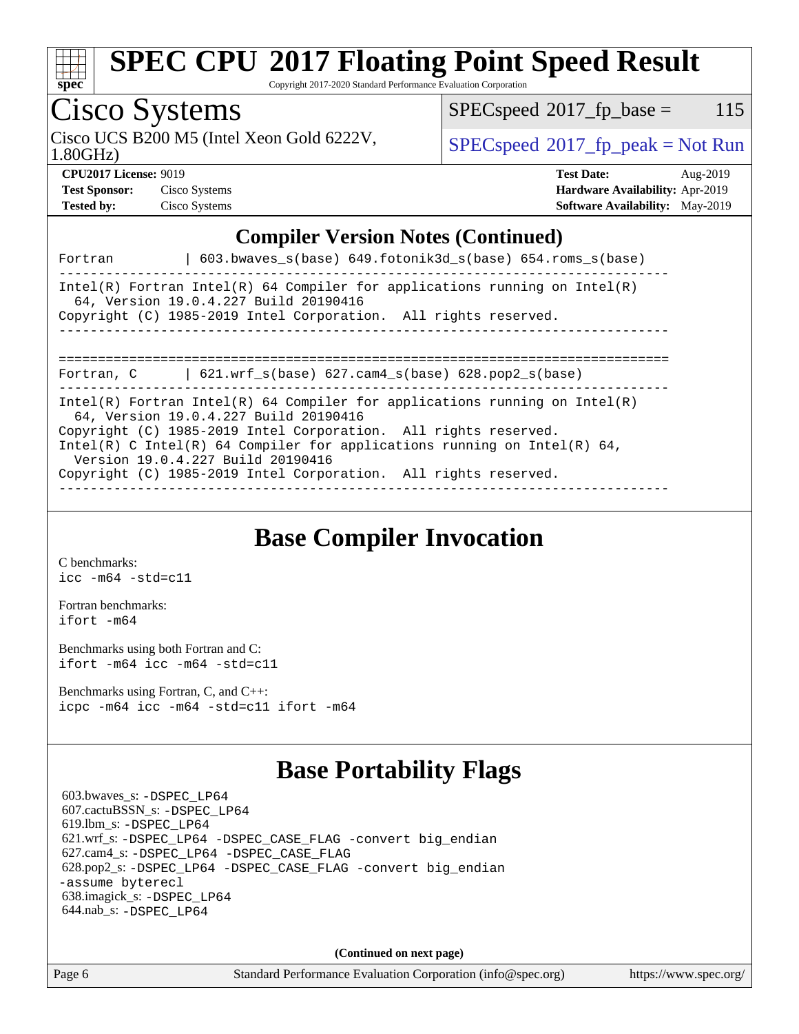# SPEC CPU 2017 Floating Point Speed Result

Copyright 2017-2020 Standard Performance Evaluation Corporation

## Cisco Systems

Cisco UCS B200 M5 (Intel Xeon Gold 6222V, 1.80GHz)

SPECspeed 2017_fp_base = 115

SPECspeed 2017_fp_peak = Not Run

**CPU2017 License:** 9019
**Test Sponsor:** Cisco Systems
**Tested by:** Cisco Systems

**Test Date:** Aug-2019
**Hardware Availability:** Apr-2019
**Software Availability:** May-2019

## Compiler Version Notes (Continued)

```
Fortran         | 603.bwaves_s(base) 649.fotonik3d_s(base) 654.roms_s(base)
------------------------------------------------------------------------------
Intel(R) Fortran Intel(R) 64 Compiler for applications running on Intel(R)
  64, Version 19.0.4.227 Build 20190416
Copyright (C) 1985-2019 Intel Corporation.  All rights reserved.
------------------------------------------------------------------------------

==============================================================================
Fortran, C      | 621.wrf_s(base) 627.cam4_s(base) 628.pop2_s(base)
------------------------------------------------------------------------------
Intel(R) Fortran Intel(R) 64 Compiler for applications running on Intel(R)
  64, Version 19.0.4.227 Build 20190416
Copyright (C) 1985-2019 Intel Corporation.  All rights reserved.
Intel(R) C Intel(R) 64 Compiler for applications running on Intel(R) 64,
  Version 19.0.4.227 Build 20190416
Copyright (C) 1985-2019 Intel Corporation.  All rights reserved.
------------------------------------------------------------------------------
```

## Base Compiler Invocation

C benchmarks:
`icc -m64 -std=c11`

Fortran benchmarks:
`ifort -m64`

Benchmarks using both Fortran and C:
`ifort -m64 icc -m64 -std=c11`

Benchmarks using Fortran, C, and C++:
`icpc -m64 icc -m64 -std=c11 ifort -m64`

## Base Portability Flags

603.bwaves_s: -DSPEC_LP64
607.cactuBSSN_s: -DSPEC_LP64
619.lbm_s: -DSPEC_LP64
621.wrf_s: -DSPEC_LP64 -DSPEC_CASE_FLAG -convert big_endian
627.cam4_s: -DSPEC_LP64 -DSPEC_CASE_FLAG
628.pop2_s: -DSPEC_LP64 -DSPEC_CASE_FLAG -convert big_endian -assume byterecl
638.imagick_s: -DSPEC_LP64
644.nab_s: -DSPEC_LP64

**(Continued on next page)**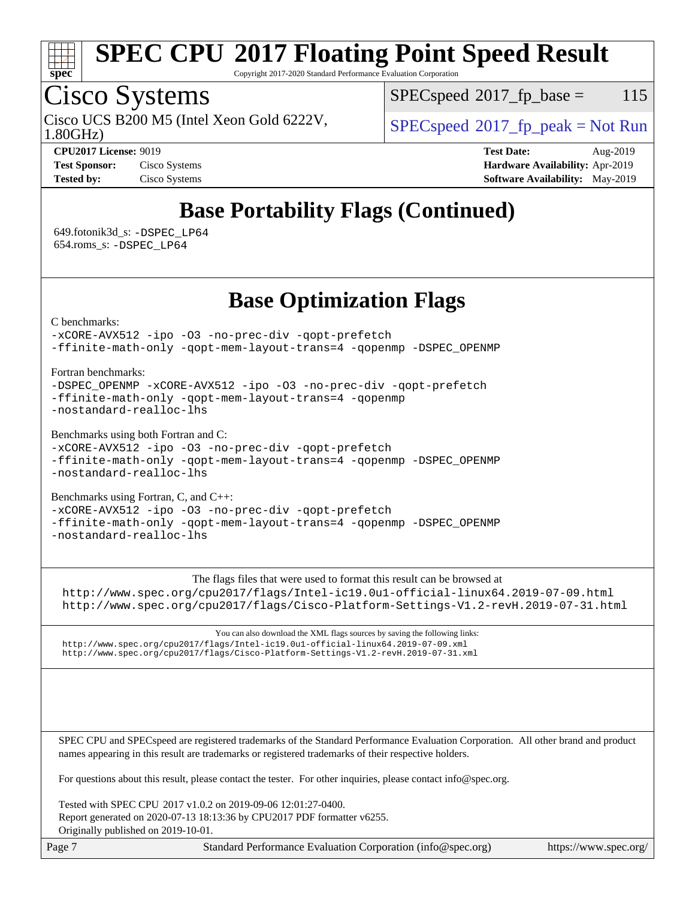# Base Portability Flags (Continued)

649.fotonik3d_s: -DSPEC_LP64
654.roms_s: -DSPEC_LP64

# Base Optimization Flags

C benchmarks:
-xCORE-AVX512 -ipo -O3 -no-prec-div -qopt-prefetch
-ffinite-math-only -qopt-mem-layout-trans=4 -qopenmp -DSPEC_OPENMP

Fortran benchmarks:
-DSPEC_OPENMP -xCORE-AVX512 -ipo -O3 -no-prec-div -qopt-prefetch
-ffinite-math-only -qopt-mem-layout-trans=4 -qopenmp
-nostandard-realloc-lhs

Benchmarks using both Fortran and C:
-xCORE-AVX512 -ipo -O3 -no-prec-div -qopt-prefetch
-ffinite-math-only -qopt-mem-layout-trans=4 -qopenmp -DSPEC_OPENMP
-nostandard-realloc-lhs

Benchmarks using Fortran, C, and C++:
-xCORE-AVX512 -ipo -O3 -no-prec-div -qopt-prefetch
-ffinite-math-only -qopt-mem-layout-trans=4 -qopenmp -DSPEC_OPENMP
-nostandard-realloc-lhs

The flags files that were used to format this result can be browsed at
http://www.spec.org/cpu2017/flags/Intel-ic19.0u1-official-linux64.2019-07-09.html
http://www.spec.org/cpu2017/flags/Cisco-Platform-Settings-V1.2-revH.2019-07-31.html

You can also download the XML flags sources by saving the following links:
http://www.spec.org/cpu2017/flags/Intel-ic19.0u1-official-linux64.2019-07-09.xml
http://www.spec.org/cpu2017/flags/Cisco-Platform-Settings-V1.2-revH.2019-07-31.xml

SPEC CPU and SPECspeed are registered trademarks of the Standard Performance Evaluation Corporation. All other brand and product names appearing in this result are trademarks or registered trademarks of their respective holders.

For questions about this result, please contact the tester. For other inquiries, please contact info@spec.org.

Tested with SPEC CPU 2017 v1.0.2 on 2019-09-06 12:01:27-0400.
Report generated on 2020-07-13 18:13:36 by CPU2017 PDF formatter v6255.
Originally published on 2019-10-01.